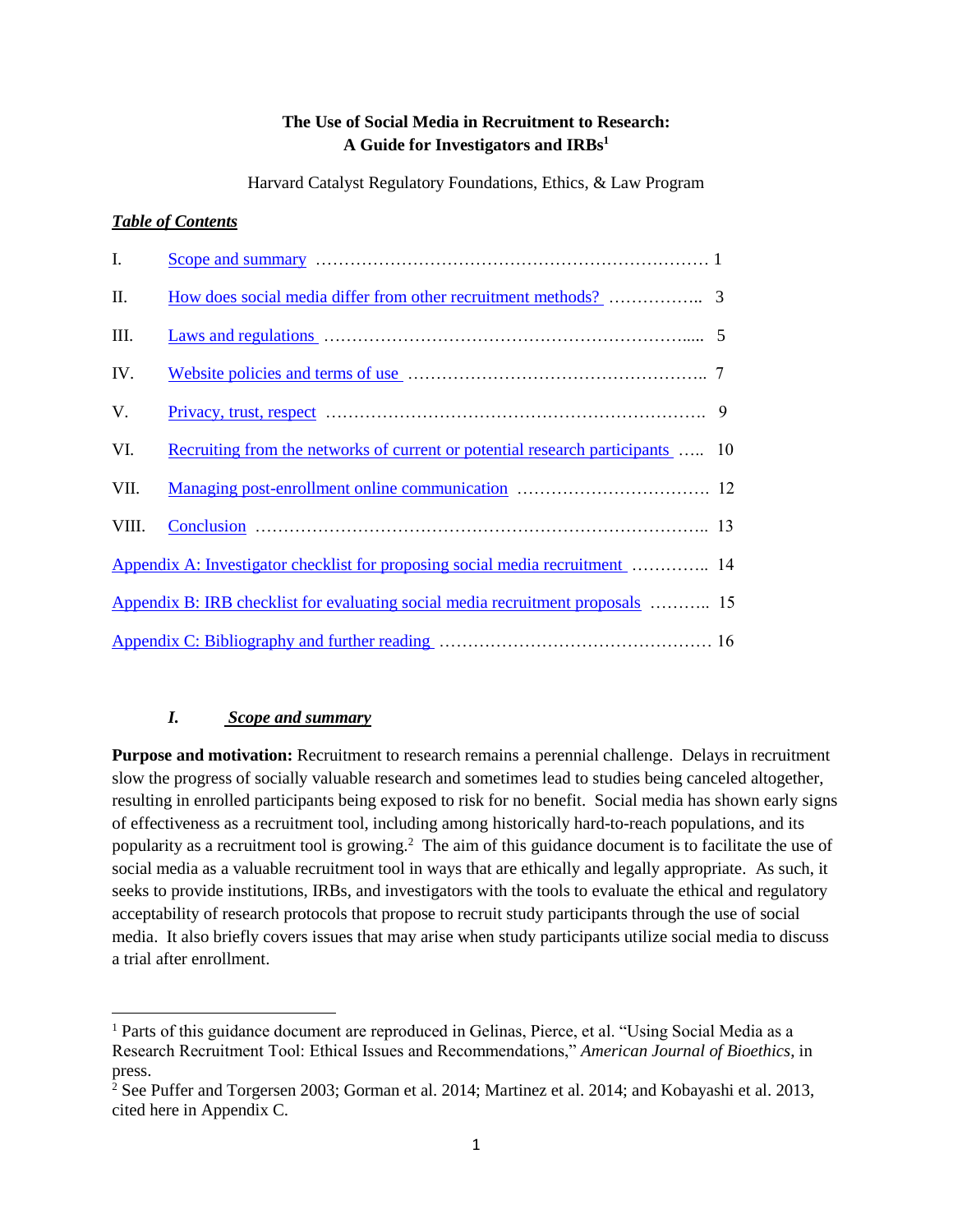# The Use of Social Media in Recruitment to Research: A Guide for Investigators and IRBs[1]

Harvard Catalyst Regulatory Foundations, Ethics, & Law Program

***Table of Contents***

| | | |
|---|---|---|
| I. | Scope and summary | 1 |
| II. | How does social media differ from other recruitment methods? | 3 |
| III. | Laws and regulations | 5 |
| IV. | Website policies and terms of use | 7 |
| V. | Privacy, trust, respect | 9 |
| VI. | Recruiting from the networks of current or potential research participants | 10 |
| VII. | Managing post-enrollment online communication | 12 |
| VIII. | Conclusion | 13 |
| | Appendix A: Investigator checklist for proposing social media recruitment | 14 |
| | Appendix B: IRB checklist for evaluating social media recruitment proposals | 15 |
| | Appendix C: Bibliography and further reading | 16 |

## *I. Scope and summary*

**Purpose and motivation:** Recruitment to research remains a perennial challenge. Delays in recruitment slow the progress of socially valuable research and sometimes lead to studies being canceled altogether, resulting in enrolled participants being exposed to risk for no benefit. Social media has shown early signs of effectiveness as a recruitment tool, including among historically hard-to-reach populations, and its popularity as a recruitment tool is growing.[2] The aim of this guidance document is to facilitate the use of social media as a valuable recruitment tool in ways that are ethically and legally appropriate. As such, it seeks to provide institutions, IRBs, and investigators with the tools to evaluate the ethical and regulatory acceptability of research protocols that propose to recruit study participants through the use of social media. It also briefly covers issues that may arise when study participants utilize social media to discuss a trial after enrollment.

---

[1] Parts of this guidance document are reproduced in Gelinas, Pierce, et al. "Using Social Media as a Research Recruitment Tool: Ethical Issues and Recommendations," *American Journal of Bioethics*, in press.

[2] See Puffer and Torgersen 2003; Gorman et al. 2014; Martinez et al. 2014; and Kobayashi et al. 2013, cited here in Appendix C.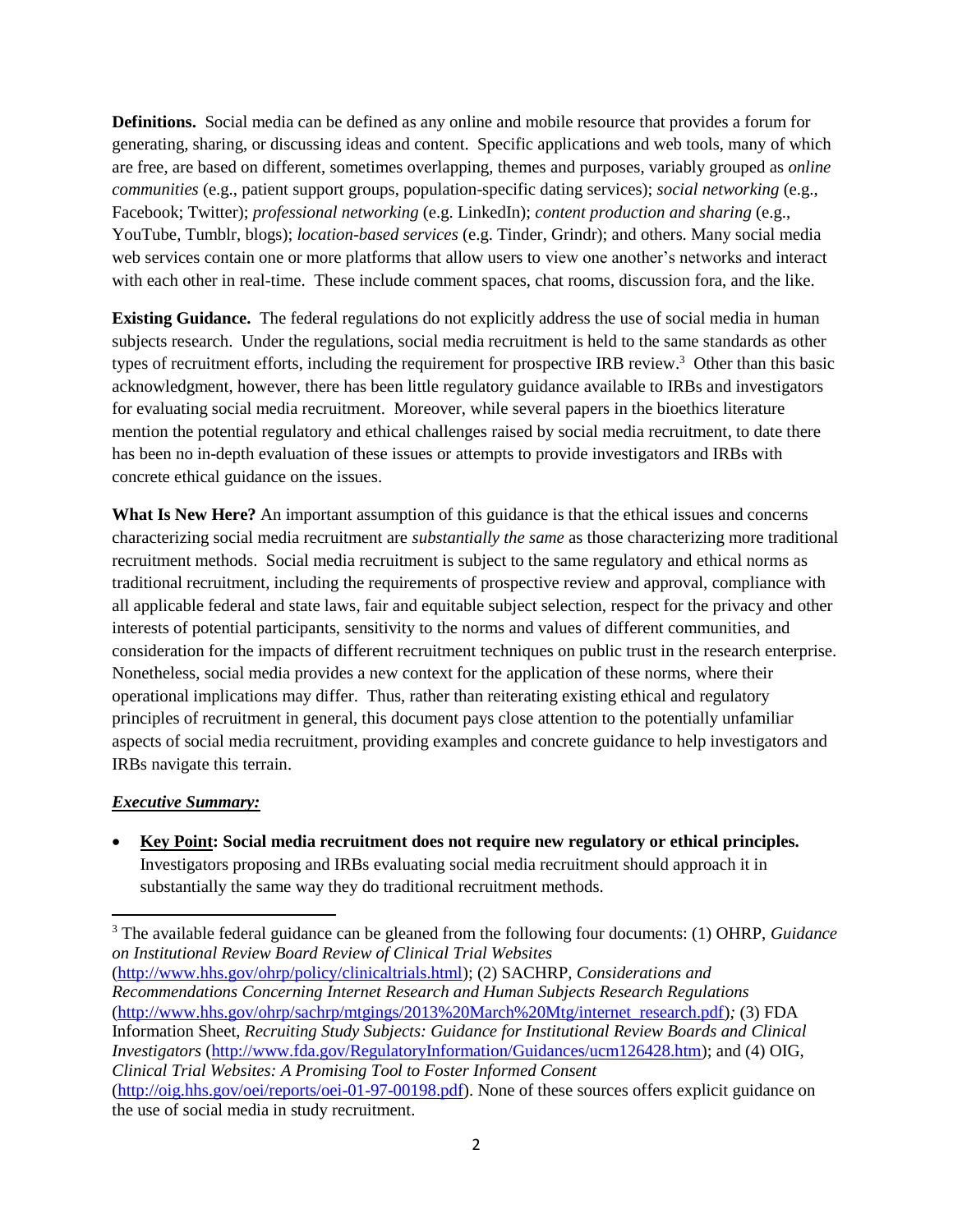**Definitions.** Social media can be defined as any online and mobile resource that provides a forum for generating, sharing, or discussing ideas and content. Specific applications and web tools, many of which are free, are based on different, sometimes overlapping, themes and purposes, variably grouped as *online communities* (e.g., patient support groups, population-specific dating services); *social networking* (e.g., Facebook; Twitter); *professional networking* (e.g. LinkedIn); *content production and sharing* (e.g., YouTube, Tumblr, blogs); *location-based services* (e.g. Tinder, Grindr); and others. Many social media web services contain one or more platforms that allow users to view one another's networks and interact with each other in real-time. These include comment spaces, chat rooms, discussion fora, and the like.

**Existing Guidance.** The federal regulations do not explicitly address the use of social media in human subjects research. Under the regulations, social media recruitment is held to the same standards as other types of recruitment efforts, including the requirement for prospective IRB review.[3] Other than this basic acknowledgment, however, there has been little regulatory guidance available to IRBs and investigators for evaluating social media recruitment. Moreover, while several papers in the bioethics literature mention the potential regulatory and ethical challenges raised by social media recruitment, to date there has been no in-depth evaluation of these issues or attempts to provide investigators and IRBs with concrete ethical guidance on the issues.

**What Is New Here?** An important assumption of this guidance is that the ethical issues and concerns characterizing social media recruitment are *substantially the same* as those characterizing more traditional recruitment methods. Social media recruitment is subject to the same regulatory and ethical norms as traditional recruitment, including the requirements of prospective review and approval, compliance with all applicable federal and state laws, fair and equitable subject selection, respect for the privacy and other interests of potential participants, sensitivity to the norms and values of different communities, and consideration for the impacts of different recruitment techniques on public trust in the research enterprise. Nonetheless, social media provides a new context for the application of these norms, where their operational implications may differ. Thus, rather than reiterating existing ethical and regulatory principles of recruitment in general, this document pays close attention to the potentially unfamiliar aspects of social media recruitment, providing examples and concrete guidance to help investigators and IRBs navigate this terrain.

***Executive Summary:***

- **Key Point: Social media recruitment does not require new regulatory or ethical principles.** Investigators proposing and IRBs evaluating social media recruitment should approach it in substantially the same way they do traditional recruitment methods.

---

[3] The available federal guidance can be gleaned from the following four documents: (1) OHRP, *Guidance on Institutional Review Board Review of Clinical Trial Websites* (http://www.hhs.gov/ohrp/policy/clinicaltrials.html); (2) SACHRP, *Considerations and Recommendations Concerning Internet Research and Human Subjects Research Regulations* (http://www.hhs.gov/ohrp/sachrp/mtgings/2013%20March%20Mtg/internet_research.pdf); (3) FDA Information Sheet, *Recruiting Study Subjects: Guidance for Institutional Review Boards and Clinical Investigators* (http://www.fda.gov/RegulatoryInformation/Guidances/ucm126428.htm); and (4) OIG, *Clinical Trial Websites: A Promising Tool to Foster Informed Consent* (http://oig.hhs.gov/oei/reports/oei-01-97-00198.pdf). None of these sources offers explicit guidance on the use of social media in study recruitment.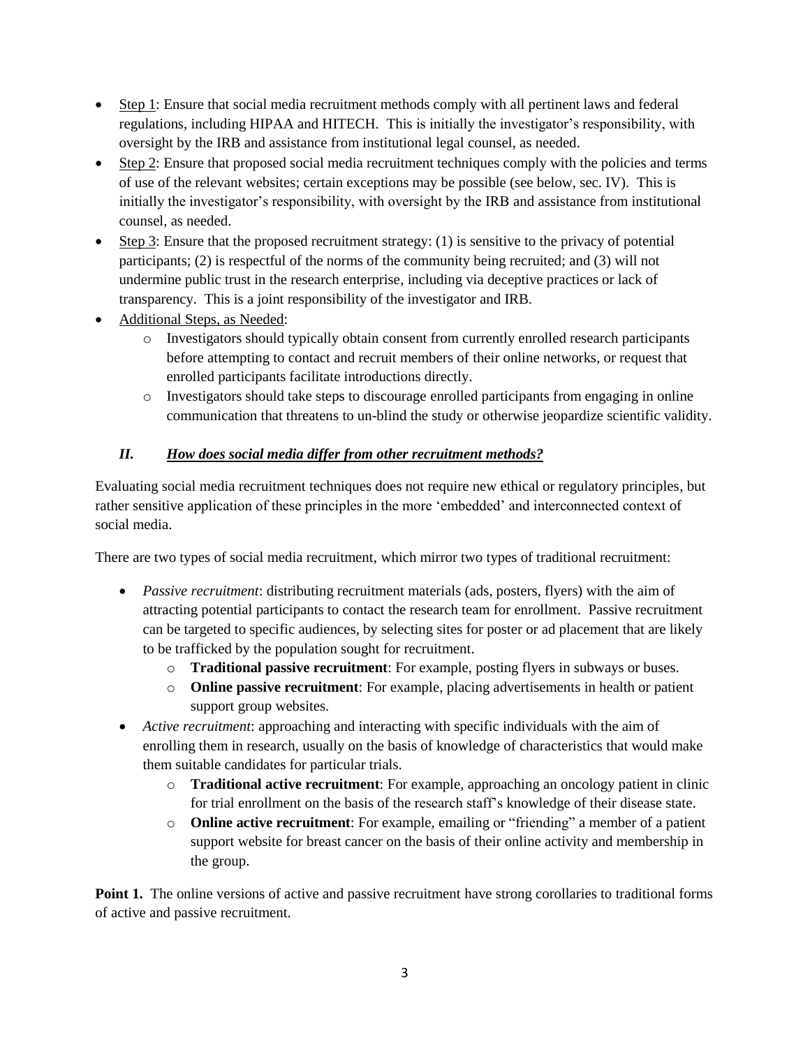- Step 1: Ensure that social media recruitment methods comply with all pertinent laws and federal regulations, including HIPAA and HITECH. This is initially the investigator's responsibility, with oversight by the IRB and assistance from institutional legal counsel, as needed.
- Step 2: Ensure that proposed social media recruitment techniques comply with the policies and terms of use of the relevant websites; certain exceptions may be possible (see below, sec. IV). This is initially the investigator's responsibility, with oversight by the IRB and assistance from institutional counsel, as needed.
- Step 3: Ensure that the proposed recruitment strategy: (1) is sensitive to the privacy of potential participants; (2) is respectful of the norms of the community being recruited; and (3) will not undermine public trust in the research enterprise, including via deceptive practices or lack of transparency. This is a joint responsibility of the investigator and IRB.
- Additional Steps, as Needed:
  - Investigators should typically obtain consent from currently enrolled research participants before attempting to contact and recruit members of their online networks, or request that enrolled participants facilitate introductions directly.
  - Investigators should take steps to discourage enrolled participants from engaging in online communication that threatens to un-blind the study or otherwise jeopardize scientific validity.

## *II. How does social media differ from other recruitment methods?*

Evaluating social media recruitment techniques does not require new ethical or regulatory principles, but rather sensitive application of these principles in the more 'embedded' and interconnected context of social media.

There are two types of social media recruitment, which mirror two types of traditional recruitment:

- *Passive recruitment*: distributing recruitment materials (ads, posters, flyers) with the aim of attracting potential participants to contact the research team for enrollment. Passive recruitment can be targeted to specific audiences, by selecting sites for poster or ad placement that are likely to be trafficked by the population sought for recruitment.
  - **Traditional passive recruitment**: For example, posting flyers in subways or buses.
  - **Online passive recruitment**: For example, placing advertisements in health or patient support group websites.
- *Active recruitment*: approaching and interacting with specific individuals with the aim of enrolling them in research, usually on the basis of knowledge of characteristics that would make them suitable candidates for particular trials.
  - **Traditional active recruitment**: For example, approaching an oncology patient in clinic for trial enrollment on the basis of the research staff's knowledge of their disease state.
  - **Online active recruitment**: For example, emailing or "friending" a member of a patient support website for breast cancer on the basis of their online activity and membership in the group.

**Point 1.** The online versions of active and passive recruitment have strong corollaries to traditional forms of active and passive recruitment.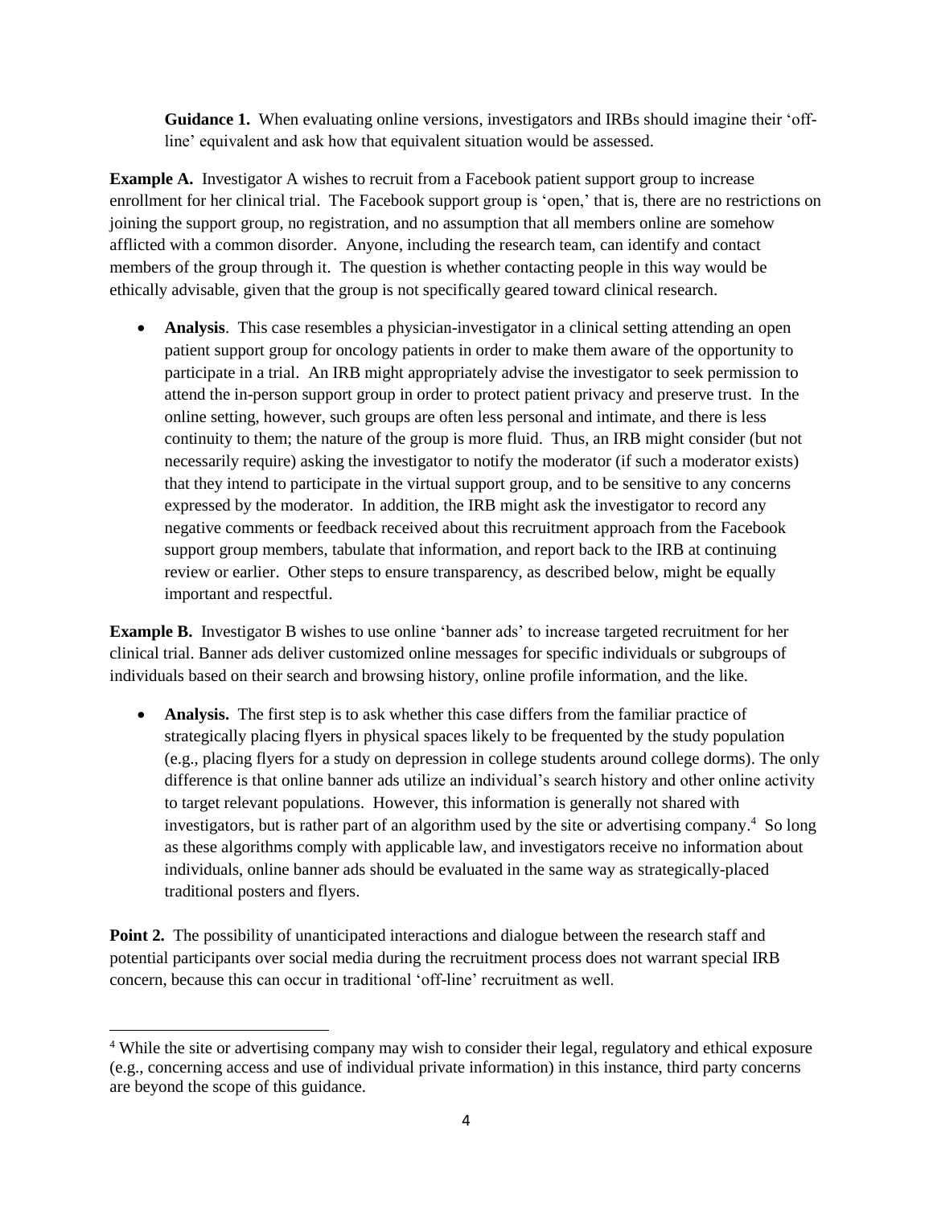**Guidance 1.** When evaluating online versions, investigators and IRBs should imagine their 'off-line' equivalent and ask how that equivalent situation would be assessed.

**Example A.** Investigator A wishes to recruit from a Facebook patient support group to increase enrollment for her clinical trial. The Facebook support group is 'open,' that is, there are no restrictions on joining the support group, no registration, and no assumption that all members online are somehow afflicted with a common disorder. Anyone, including the research team, can identify and contact members of the group through it. The question is whether contacting people in this way would be ethically advisable, given that the group is not specifically geared toward clinical research.

- **Analysis**. This case resembles a physician-investigator in a clinical setting attending an open patient support group for oncology patients in order to make them aware of the opportunity to participate in a trial. An IRB might appropriately advise the investigator to seek permission to attend the in-person support group in order to protect patient privacy and preserve trust. In the online setting, however, such groups are often less personal and intimate, and there is less continuity to them; the nature of the group is more fluid. Thus, an IRB might consider (but not necessarily require) asking the investigator to notify the moderator (if such a moderator exists) that they intend to participate in the virtual support group, and to be sensitive to any concerns expressed by the moderator. In addition, the IRB might ask the investigator to record any negative comments or feedback received about this recruitment approach from the Facebook support group members, tabulate that information, and report back to the IRB at continuing review or earlier. Other steps to ensure transparency, as described below, might be equally important and respectful.

**Example B.** Investigator B wishes to use online 'banner ads' to increase targeted recruitment for her clinical trial. Banner ads deliver customized online messages for specific individuals or subgroups of individuals based on their search and browsing history, online profile information, and the like.

- **Analysis.** The first step is to ask whether this case differs from the familiar practice of strategically placing flyers in physical spaces likely to be frequented by the study population (e.g., placing flyers for a study on depression in college students around college dorms). The only difference is that online banner ads utilize an individual's search history and other online activity to target relevant populations. However, this information is generally not shared with investigators, but is rather part of an algorithm used by the site or advertising company.[4] So long as these algorithms comply with applicable law, and investigators receive no information about individuals, online banner ads should be evaluated in the same way as strategically-placed traditional posters and flyers.

**Point 2.** The possibility of unanticipated interactions and dialogue between the research staff and potential participants over social media during the recruitment process does not warrant special IRB concern, because this can occur in traditional 'off-line' recruitment as well.

---

[4] While the site or advertising company may wish to consider their legal, regulatory and ethical exposure (e.g., concerning access and use of individual private information) in this instance, third party concerns are beyond the scope of this guidance.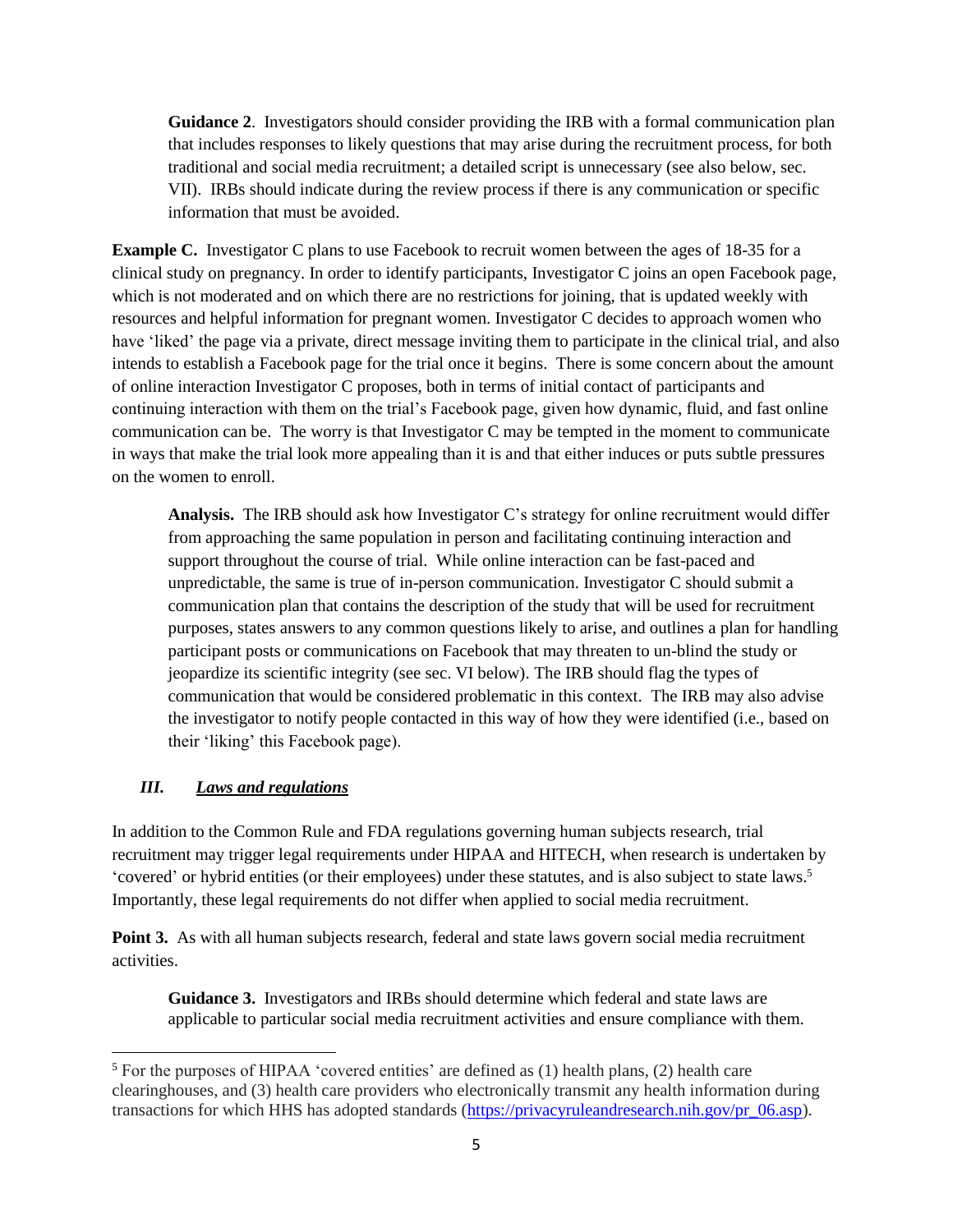**Guidance 2**. Investigators should consider providing the IRB with a formal communication plan that includes responses to likely questions that may arise during the recruitment process, for both traditional and social media recruitment; a detailed script is unnecessary (see also below, sec. VII). IRBs should indicate during the review process if there is any communication or specific information that must be avoided.

**Example C.** Investigator C plans to use Facebook to recruit women between the ages of 18-35 for a clinical study on pregnancy. In order to identify participants, Investigator C joins an open Facebook page, which is not moderated and on which there are no restrictions for joining, that is updated weekly with resources and helpful information for pregnant women. Investigator C decides to approach women who have 'liked' the page via a private, direct message inviting them to participate in the clinical trial, and also intends to establish a Facebook page for the trial once it begins. There is some concern about the amount of online interaction Investigator C proposes, both in terms of initial contact of participants and continuing interaction with them on the trial's Facebook page, given how dynamic, fluid, and fast online communication can be. The worry is that Investigator C may be tempted in the moment to communicate in ways that make the trial look more appealing than it is and that either induces or puts subtle pressures on the women to enroll.

**Analysis.** The IRB should ask how Investigator C's strategy for online recruitment would differ from approaching the same population in person and facilitating continuing interaction and support throughout the course of trial. While online interaction can be fast-paced and unpredictable, the same is true of in-person communication. Investigator C should submit a communication plan that contains the description of the study that will be used for recruitment purposes, states answers to any common questions likely to arise, and outlines a plan for handling participant posts or communications on Facebook that may threaten to un-blind the study or jeopardize its scientific integrity (see sec. VI below). The IRB should flag the types of communication that would be considered problematic in this context. The IRB may also advise the investigator to notify people contacted in this way of how they were identified (i.e., based on their 'liking' this Facebook page).

## *III. Laws and regulations*

In addition to the Common Rule and FDA regulations governing human subjects research, trial recruitment may trigger legal requirements under HIPAA and HITECH, when research is undertaken by 'covered' or hybrid entities (or their employees) under these statutes, and is also subject to state laws.[5] Importantly, these legal requirements do not differ when applied to social media recruitment.

**Point 3.** As with all human subjects research, federal and state laws govern social media recruitment activities.

**Guidance 3.** Investigators and IRBs should determine which federal and state laws are applicable to particular social media recruitment activities and ensure compliance with them.

---

[5] For the purposes of HIPAA 'covered entities' are defined as (1) health plans, (2) health care clearinghouses, and (3) health care providers who electronically transmit any health information during transactions for which HHS has adopted standards (https://privacyruleandresearch.nih.gov/pr_06.asp).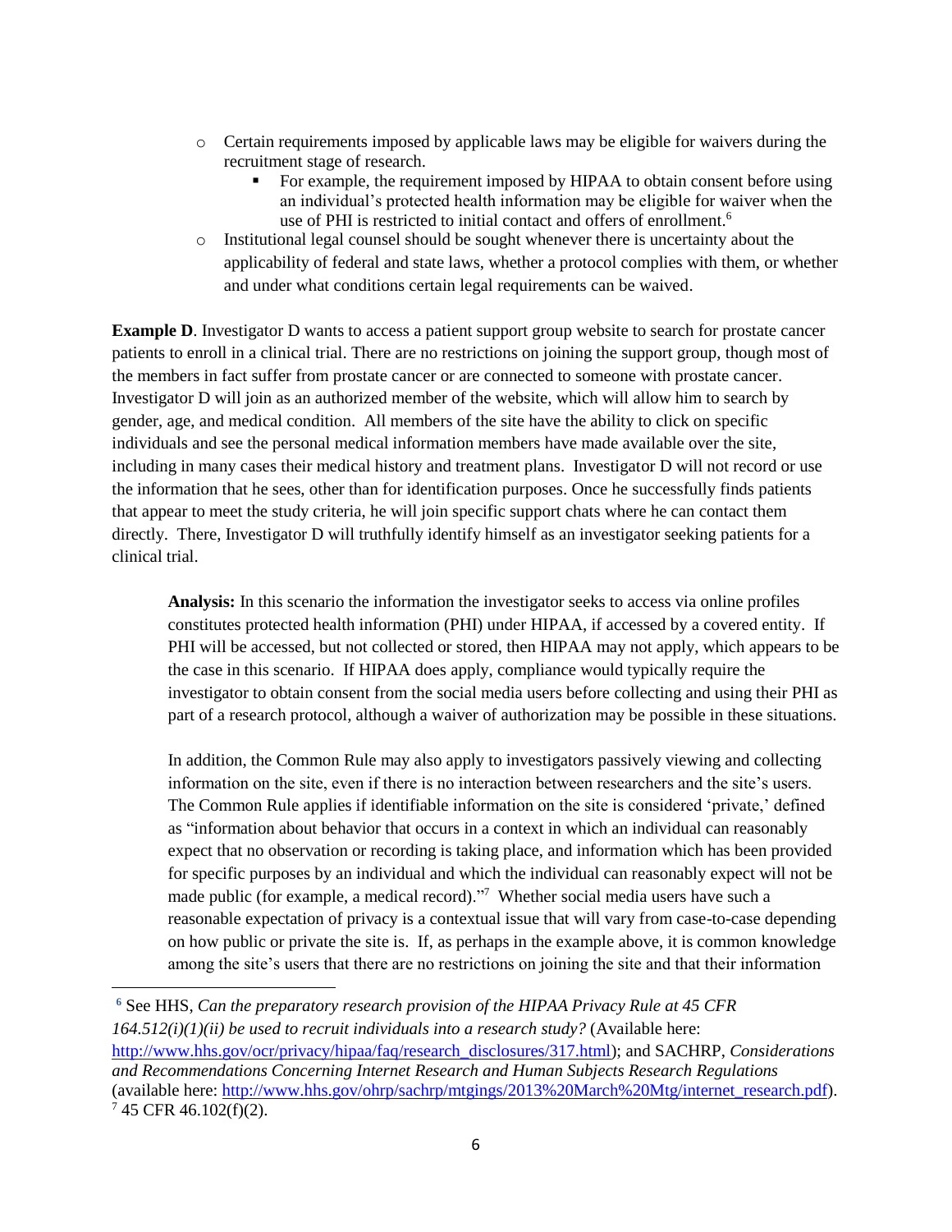- Certain requirements imposed by applicable laws may be eligible for waivers during the recruitment stage of research.
  - For example, the requirement imposed by HIPAA to obtain consent before using an individual's protected health information may be eligible for waiver when the use of PHI is restricted to initial contact and offers of enrollment.[6]
- Institutional legal counsel should be sought whenever there is uncertainty about the applicability of federal and state laws, whether a protocol complies with them, or whether and under what conditions certain legal requirements can be waived.

**Example D**. Investigator D wants to access a patient support group website to search for prostate cancer patients to enroll in a clinical trial. There are no restrictions on joining the support group, though most of the members in fact suffer from prostate cancer or are connected to someone with prostate cancer. Investigator D will join as an authorized member of the website, which will allow him to search by gender, age, and medical condition. All members of the site have the ability to click on specific individuals and see the personal medical information members have made available over the site, including in many cases their medical history and treatment plans. Investigator D will not record or use the information that he sees, other than for identification purposes. Once he successfully finds patients that appear to meet the study criteria, he will join specific support chats where he can contact them directly. There, Investigator D will truthfully identify himself as an investigator seeking patients for a clinical trial.

> **Analysis:** In this scenario the information the investigator seeks to access via online profiles constitutes protected health information (PHI) under HIPAA, if accessed by a covered entity. If PHI will be accessed, but not collected or stored, then HIPAA may not apply, which appears to be the case in this scenario. If HIPAA does apply, compliance would typically require the investigator to obtain consent from the social media users before collecting and using their PHI as part of a research protocol, although a waiver of authorization may be possible in these situations.
>
> In addition, the Common Rule may also apply to investigators passively viewing and collecting information on the site, even if there is no interaction between researchers and the site's users. The Common Rule applies if identifiable information on the site is considered 'private,' defined as "information about behavior that occurs in a context in which an individual can reasonably expect that no observation or recording is taking place, and information which has been provided for specific purposes by an individual and which the individual can reasonably expect will not be made public (for example, a medical record)."[7] Whether social media users have such a reasonable expectation of privacy is a contextual issue that will vary from case-to-case depending on how public or private the site is. If, as perhaps in the example above, it is common knowledge among the site's users that there are no restrictions on joining the site and that their information

---

[6] See HHS, *Can the preparatory research provision of the HIPAA Privacy Rule at 45 CFR 164.512(i)(1)(ii) be used to recruit individuals into a research study?* (Available here: http://www.hhs.gov/ocr/privacy/hipaa/faq/research_disclosures/317.html); and SACHRP, *Considerations and Recommendations Concerning Internet Research and Human Subjects Research Regulations* (available here: http://www.hhs.gov/ohrp/sachrp/mtgings/2013%20March%20Mtg/internet_research.pdf).

[7] 45 CFR 46.102(f)(2).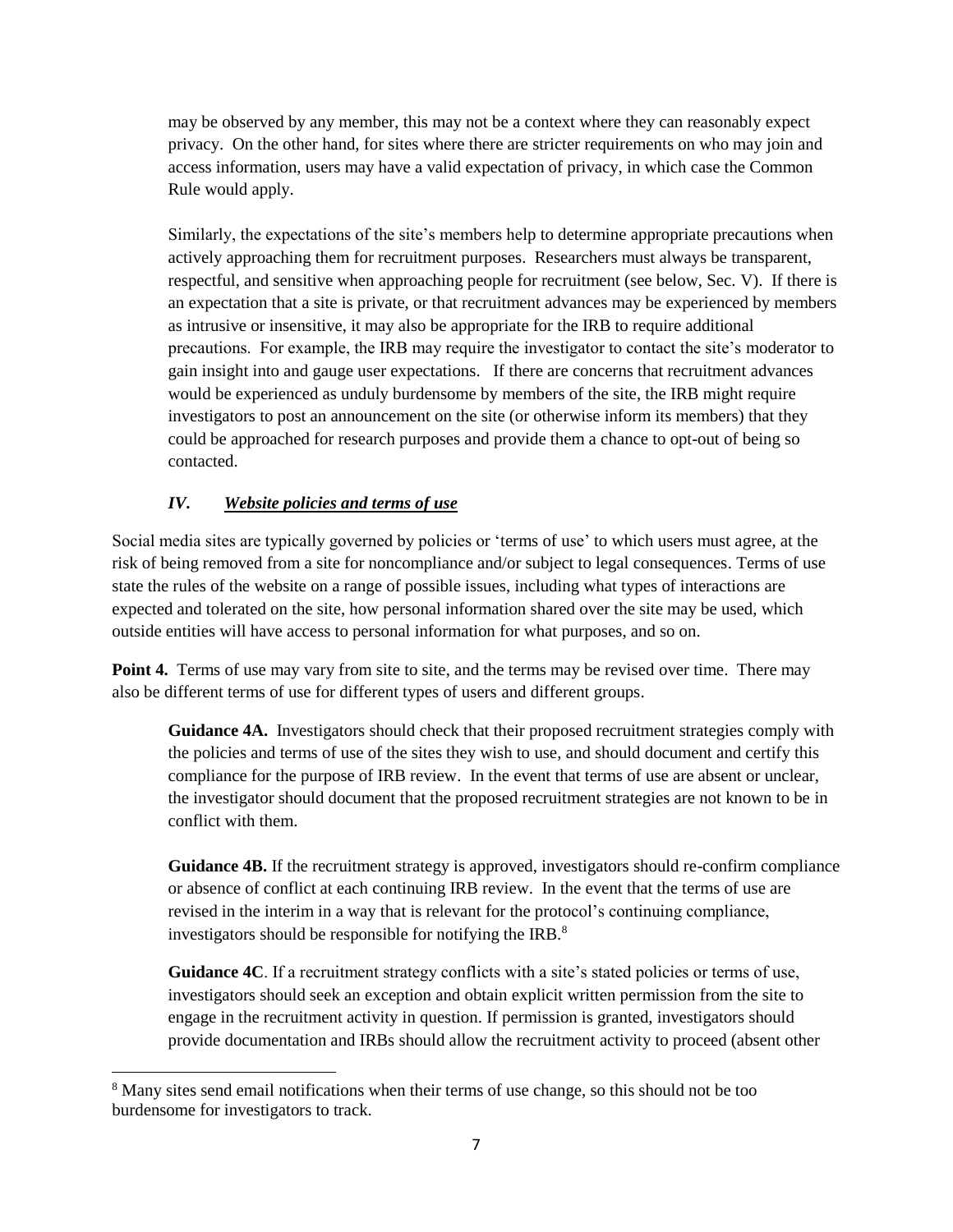may be observed by any member, this may not be a context where they can reasonably expect privacy. On the other hand, for sites where there are stricter requirements on who may join and access information, users may have a valid expectation of privacy, in which case the Common Rule would apply.

Similarly, the expectations of the site's members help to determine appropriate precautions when actively approaching them for recruitment purposes. Researchers must always be transparent, respectful, and sensitive when approaching people for recruitment (see below, Sec. V). If there is an expectation that a site is private, or that recruitment advances may be experienced by members as intrusive or insensitive, it may also be appropriate for the IRB to require additional precautions. For example, the IRB may require the investigator to contact the site's moderator to gain insight into and gauge user expectations. If there are concerns that recruitment advances would be experienced as unduly burdensome by members of the site, the IRB might require investigators to post an announcement on the site (or otherwise inform its members) that they could be approached for research purposes and provide them a chance to opt-out of being so contacted.

### *IV. Website policies and terms of use*

Social media sites are typically governed by policies or 'terms of use' to which users must agree, at the risk of being removed from a site for noncompliance and/or subject to legal consequences. Terms of use state the rules of the website on a range of possible issues, including what types of interactions are expected and tolerated on the site, how personal information shared over the site may be used, which outside entities will have access to personal information for what purposes, and so on.

**Point 4.** Terms of use may vary from site to site, and the terms may be revised over time. There may also be different terms of use for different types of users and different groups.

**Guidance 4A.** Investigators should check that their proposed recruitment strategies comply with the policies and terms of use of the sites they wish to use, and should document and certify this compliance for the purpose of IRB review. In the event that terms of use are absent or unclear, the investigator should document that the proposed recruitment strategies are not known to be in conflict with them.

**Guidance 4B.** If the recruitment strategy is approved, investigators should re-confirm compliance or absence of conflict at each continuing IRB review. In the event that the terms of use are revised in the interim in a way that is relevant for the protocol's continuing compliance, investigators should be responsible for notifying the IRB.[8]

**Guidance 4C**. If a recruitment strategy conflicts with a site's stated policies or terms of use, investigators should seek an exception and obtain explicit written permission from the site to engage in the recruitment activity in question. If permission is granted, investigators should provide documentation and IRBs should allow the recruitment activity to proceed (absent other

[8] Many sites send email notifications when their terms of use change, so this should not be too burdensome for investigators to track.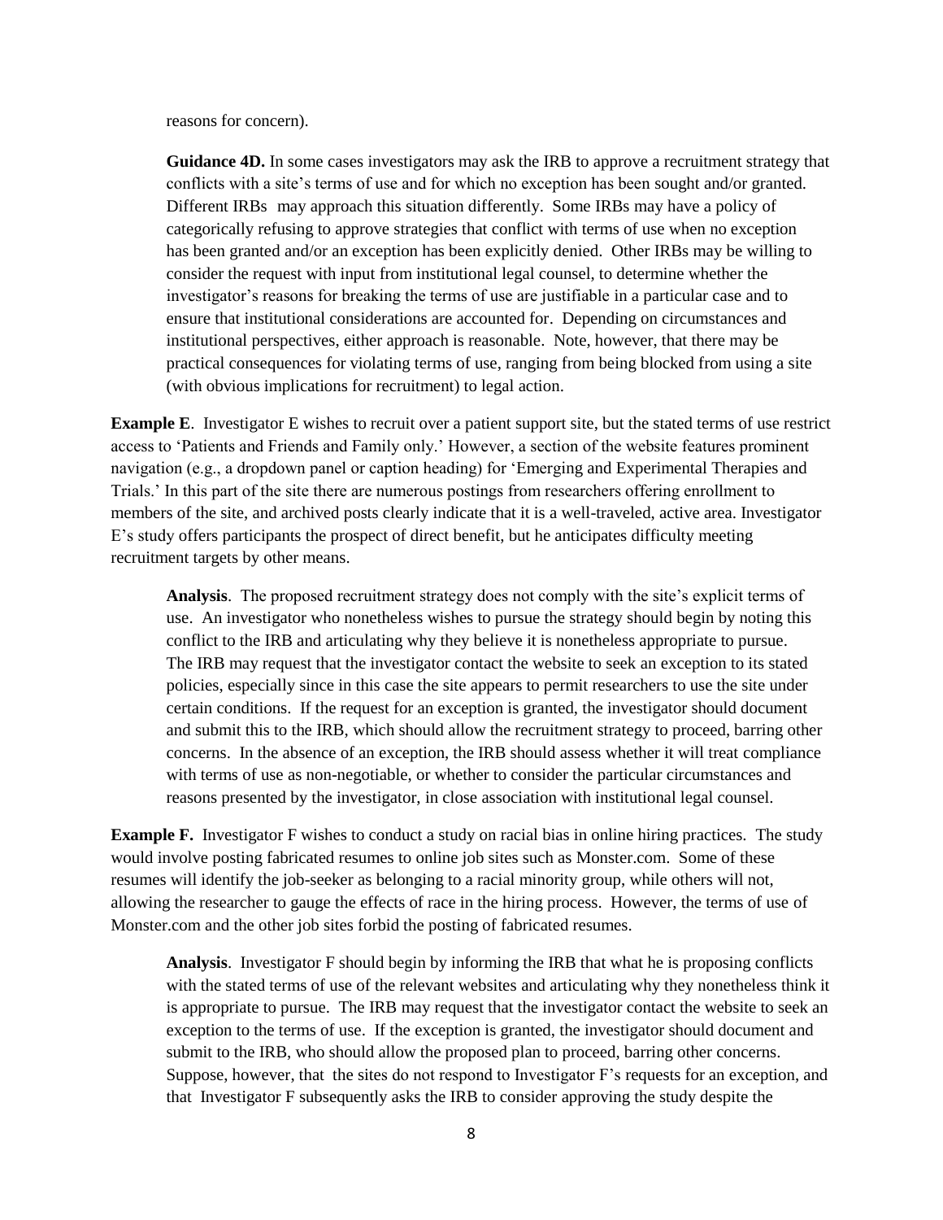reasons for concern).

**Guidance 4D.** In some cases investigators may ask the IRB to approve a recruitment strategy that conflicts with a site's terms of use and for which no exception has been sought and/or granted. Different IRBs may approach this situation differently. Some IRBs may have a policy of categorically refusing to approve strategies that conflict with terms of use when no exception has been granted and/or an exception has been explicitly denied. Other IRBs may be willing to consider the request with input from institutional legal counsel, to determine whether the investigator's reasons for breaking the terms of use are justifiable in a particular case and to ensure that institutional considerations are accounted for. Depending on circumstances and institutional perspectives, either approach is reasonable. Note, however, that there may be practical consequences for violating terms of use, ranging from being blocked from using a site (with obvious implications for recruitment) to legal action.

**Example E**. Investigator E wishes to recruit over a patient support site, but the stated terms of use restrict access to 'Patients and Friends and Family only.' However, a section of the website features prominent navigation (e.g., a dropdown panel or caption heading) for 'Emerging and Experimental Therapies and Trials.' In this part of the site there are numerous postings from researchers offering enrollment to members of the site, and archived posts clearly indicate that it is a well-traveled, active area. Investigator E's study offers participants the prospect of direct benefit, but he anticipates difficulty meeting recruitment targets by other means.

**Analysis**. The proposed recruitment strategy does not comply with the site's explicit terms of use. An investigator who nonetheless wishes to pursue the strategy should begin by noting this conflict to the IRB and articulating why they believe it is nonetheless appropriate to pursue. The IRB may request that the investigator contact the website to seek an exception to its stated policies, especially since in this case the site appears to permit researchers to use the site under certain conditions. If the request for an exception is granted, the investigator should document and submit this to the IRB, which should allow the recruitment strategy to proceed, barring other concerns. In the absence of an exception, the IRB should assess whether it will treat compliance with terms of use as non-negotiable, or whether to consider the particular circumstances and reasons presented by the investigator, in close association with institutional legal counsel.

**Example F.** Investigator F wishes to conduct a study on racial bias in online hiring practices. The study would involve posting fabricated resumes to online job sites such as Monster.com. Some of these resumes will identify the job-seeker as belonging to a racial minority group, while others will not, allowing the researcher to gauge the effects of race in the hiring process. However, the terms of use of Monster.com and the other job sites forbid the posting of fabricated resumes.

**Analysis**. Investigator F should begin by informing the IRB that what he is proposing conflicts with the stated terms of use of the relevant websites and articulating why they nonetheless think it is appropriate to pursue. The IRB may request that the investigator contact the website to seek an exception to the terms of use. If the exception is granted, the investigator should document and submit to the IRB, who should allow the proposed plan to proceed, barring other concerns. Suppose, however, that the sites do not respond to Investigator F's requests for an exception, and that Investigator F subsequently asks the IRB to consider approving the study despite the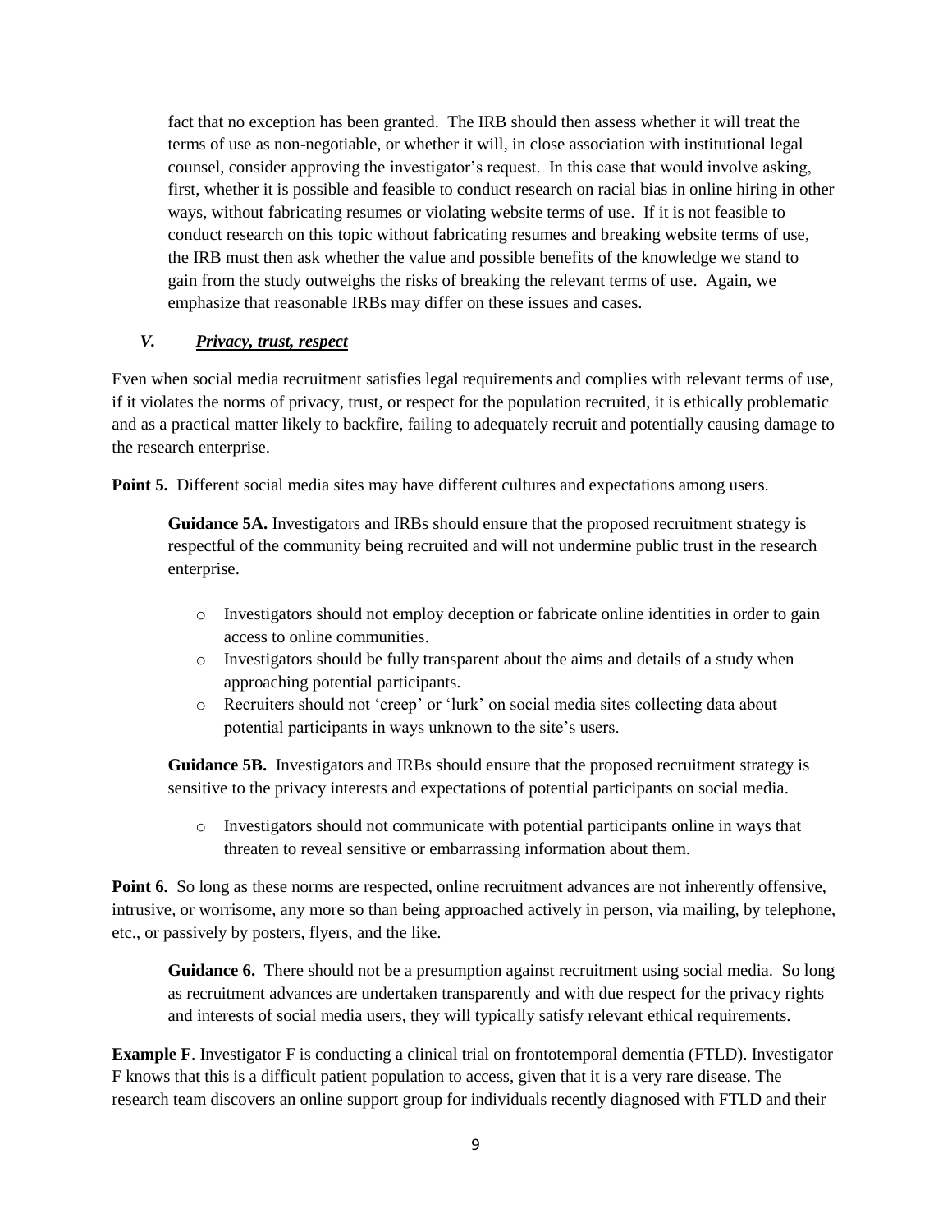fact that no exception has been granted. The IRB should then assess whether it will treat the terms of use as non-negotiable, or whether it will, in close association with institutional legal counsel, consider approving the investigator's request. In this case that would involve asking, first, whether it is possible and feasible to conduct research on racial bias in online hiring in other ways, without fabricating resumes or violating website terms of use. If it is not feasible to conduct research on this topic without fabricating resumes and breaking website terms of use, the IRB must then ask whether the value and possible benefits of the knowledge we stand to gain from the study outweighs the risks of breaking the relevant terms of use. Again, we emphasize that reasonable IRBs may differ on these issues and cases.

## *V. <u>Privacy, trust, respect</u>*

Even when social media recruitment satisfies legal requirements and complies with relevant terms of use, if it violates the norms of privacy, trust, or respect for the population recruited, it is ethically problematic and as a practical matter likely to backfire, failing to adequately recruit and potentially causing damage to the research enterprise.

**Point 5.** Different social media sites may have different cultures and expectations among users.

> **Guidance 5A.** Investigators and IRBs should ensure that the proposed recruitment strategy is respectful of the community being recruited and will not undermine public trust in the research enterprise.
>
> - Investigators should not employ deception or fabricate online identities in order to gain access to online communities.
> - Investigators should be fully transparent about the aims and details of a study when approaching potential participants.
> - Recruiters should not 'creep' or 'lurk' on social media sites collecting data about potential participants in ways unknown to the site's users.
>
> **Guidance 5B.** Investigators and IRBs should ensure that the proposed recruitment strategy is sensitive to the privacy interests and expectations of potential participants on social media.
>
> - Investigators should not communicate with potential participants online in ways that threaten to reveal sensitive or embarrassing information about them.

**Point 6.** So long as these norms are respected, online recruitment advances are not inherently offensive, intrusive, or worrisome, any more so than being approached actively in person, via mailing, by telephone, etc., or passively by posters, flyers, and the like.

> **Guidance 6.** There should not be a presumption against recruitment using social media. So long as recruitment advances are undertaken transparently and with due respect for the privacy rights and interests of social media users, they will typically satisfy relevant ethical requirements.

**Example F**. Investigator F is conducting a clinical trial on frontotemporal dementia (FTLD). Investigator F knows that this is a difficult patient population to access, given that it is a very rare disease. The research team discovers an online support group for individuals recently diagnosed with FTLD and their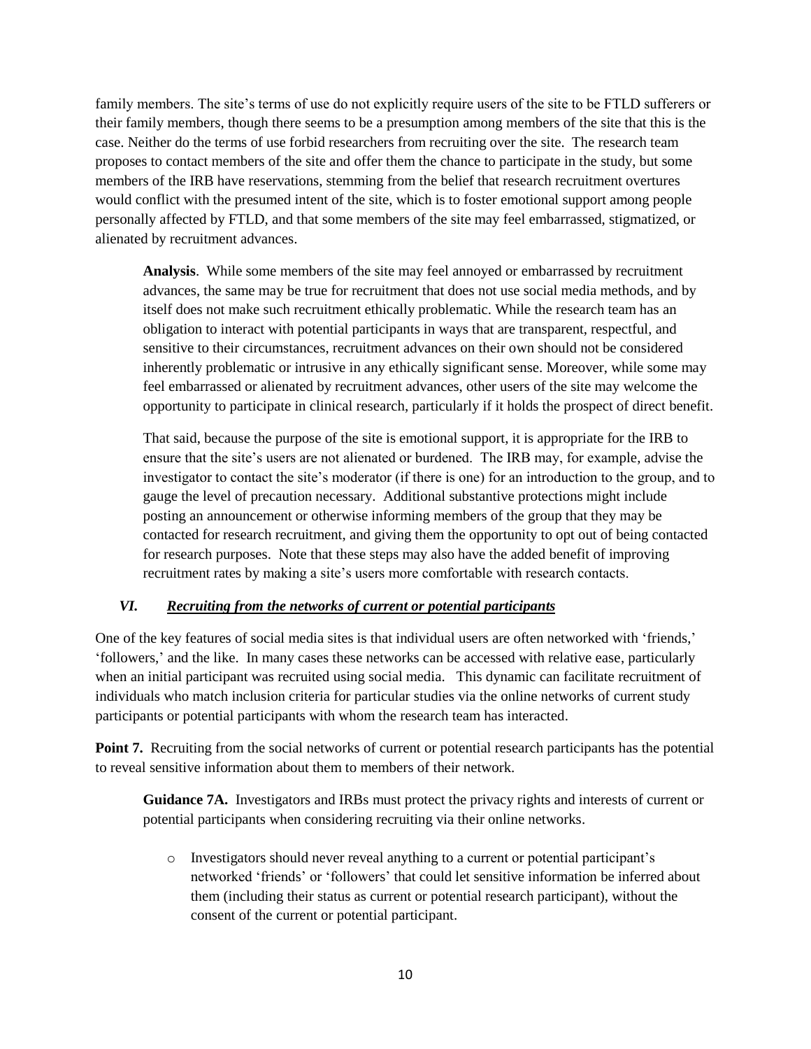family members. The site's terms of use do not explicitly require users of the site to be FTLD sufferers or their family members, though there seems to be a presumption among members of the site that this is the case. Neither do the terms of use forbid researchers from recruiting over the site. The research team proposes to contact members of the site and offer them the chance to participate in the study, but some members of the IRB have reservations, stemming from the belief that research recruitment overtures would conflict with the presumed intent of the site, which is to foster emotional support among people personally affected by FTLD, and that some members of the site may feel embarrassed, stigmatized, or alienated by recruitment advances.

> **Analysis**. While some members of the site may feel annoyed or embarrassed by recruitment advances, the same may be true for recruitment that does not use social media methods, and by itself does not make such recruitment ethically problematic. While the research team has an obligation to interact with potential participants in ways that are transparent, respectful, and sensitive to their circumstances, recruitment advances on their own should not be considered inherently problematic or intrusive in any ethically significant sense. Moreover, while some may feel embarrassed or alienated by recruitment advances, other users of the site may welcome the opportunity to participate in clinical research, particularly if it holds the prospect of direct benefit.
>
> That said, because the purpose of the site is emotional support, it is appropriate for the IRB to ensure that the site's users are not alienated or burdened. The IRB may, for example, advise the investigator to contact the site's moderator (if there is one) for an introduction to the group, and to gauge the level of precaution necessary. Additional substantive protections might include posting an announcement or otherwise informing members of the group that they may be contacted for research recruitment, and giving them the opportunity to opt out of being contacted for research purposes. Note that these steps may also have the added benefit of improving recruitment rates by making a site's users more comfortable with research contacts.

## *VI. Recruiting from the networks of current or potential participants*

One of the key features of social media sites is that individual users are often networked with 'friends,' 'followers,' and the like. In many cases these networks can be accessed with relative ease, particularly when an initial participant was recruited using social media. This dynamic can facilitate recruitment of individuals who match inclusion criteria for particular studies via the online networks of current study participants or potential participants with whom the research team has interacted.

**Point 7.** Recruiting from the social networks of current or potential research participants has the potential to reveal sensitive information about them to members of their network.

> **Guidance 7A.** Investigators and IRBs must protect the privacy rights and interests of current or potential participants when considering recruiting via their online networks.
>
> - Investigators should never reveal anything to a current or potential participant's networked 'friends' or 'followers' that could let sensitive information be inferred about them (including their status as current or potential research participant), without the consent of the current or potential participant.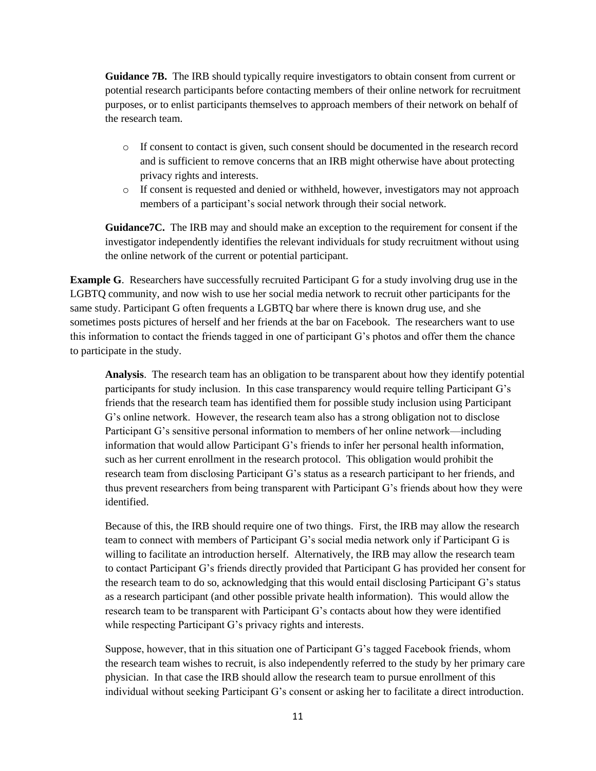**Guidance 7B.** The IRB should typically require investigators to obtain consent from current or potential research participants before contacting members of their online network for recruitment purposes, or to enlist participants themselves to approach members of their network on behalf of the research team.

- If consent to contact is given, such consent should be documented in the research record and is sufficient to remove concerns that an IRB might otherwise have about protecting privacy rights and interests.
- If consent is requested and denied or withheld, however, investigators may not approach members of a participant's social network through their social network.

**Guidance7C.** The IRB may and should make an exception to the requirement for consent if the investigator independently identifies the relevant individuals for study recruitment without using the online network of the current or potential participant.

**Example G**. Researchers have successfully recruited Participant G for a study involving drug use in the LGBTQ community, and now wish to use her social media network to recruit other participants for the same study. Participant G often frequents a LGBTQ bar where there is known drug use, and she sometimes posts pictures of herself and her friends at the bar on Facebook. The researchers want to use this information to contact the friends tagged in one of participant G's photos and offer them the chance to participate in the study.

**Analysis**. The research team has an obligation to be transparent about how they identify potential participants for study inclusion. In this case transparency would require telling Participant G's friends that the research team has identified them for possible study inclusion using Participant G's online network. However, the research team also has a strong obligation not to disclose Participant G's sensitive personal information to members of her online network—including information that would allow Participant G's friends to infer her personal health information, such as her current enrollment in the research protocol. This obligation would prohibit the research team from disclosing Participant G's status as a research participant to her friends, and thus prevent researchers from being transparent with Participant G's friends about how they were identified.

Because of this, the IRB should require one of two things. First, the IRB may allow the research team to connect with members of Participant G's social media network only if Participant G is willing to facilitate an introduction herself. Alternatively, the IRB may allow the research team to contact Participant G's friends directly provided that Participant G has provided her consent for the research team to do so, acknowledging that this would entail disclosing Participant G's status as a research participant (and other possible private health information). This would allow the research team to be transparent with Participant G's contacts about how they were identified while respecting Participant G's privacy rights and interests.

Suppose, however, that in this situation one of Participant G's tagged Facebook friends, whom the research team wishes to recruit, is also independently referred to the study by her primary care physician. In that case the IRB should allow the research team to pursue enrollment of this individual without seeking Participant G's consent or asking her to facilitate a direct introduction.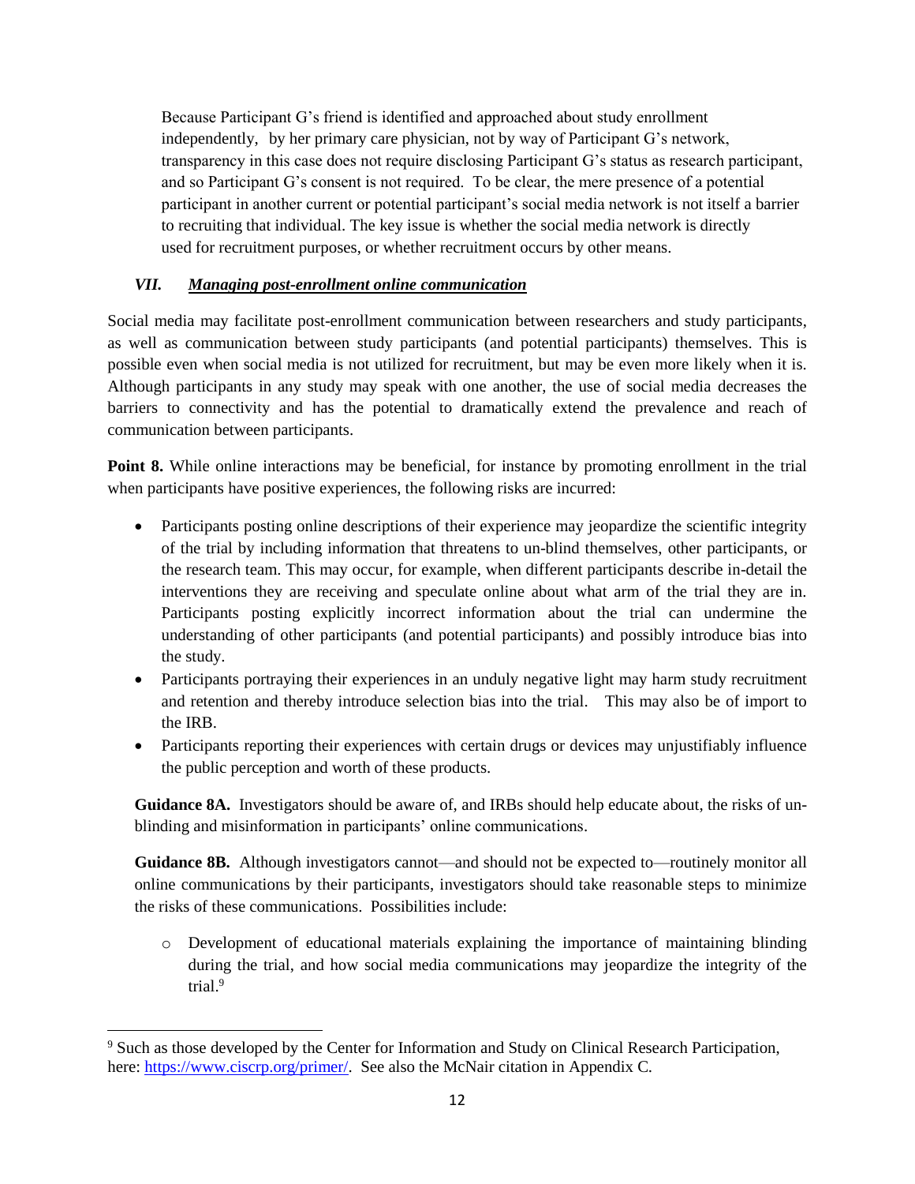Because Participant G's friend is identified and approached about study enrollment independently, by her primary care physician, not by way of Participant G's network, transparency in this case does not require disclosing Participant G's status as research participant, and so Participant G's consent is not required. To be clear, the mere presence of a potential participant in another current or potential participant's social media network is not itself a barrier to recruiting that individual. The key issue is whether the social media network is directly used for recruitment purposes, or whether recruitment occurs by other means.

### *VII. Managing post-enrollment online communication*

Social media may facilitate post-enrollment communication between researchers and study participants, as well as communication between study participants (and potential participants) themselves. This is possible even when social media is not utilized for recruitment, but may be even more likely when it is. Although participants in any study may speak with one another, the use of social media decreases the barriers to connectivity and has the potential to dramatically extend the prevalence and reach of communication between participants.

**Point 8.** While online interactions may be beneficial, for instance by promoting enrollment in the trial when participants have positive experiences, the following risks are incurred:

- Participants posting online descriptions of their experience may jeopardize the scientific integrity of the trial by including information that threatens to un-blind themselves, other participants, or the research team. This may occur, for example, when different participants describe in-detail the interventions they are receiving and speculate online about what arm of the trial they are in. Participants posting explicitly incorrect information about the trial can undermine the understanding of other participants (and potential participants) and possibly introduce bias into the study.
- Participants portraying their experiences in an unduly negative light may harm study recruitment and retention and thereby introduce selection bias into the trial. This may also be of import to the IRB.
- Participants reporting their experiences with certain drugs or devices may unjustifiably influence the public perception and worth of these products.

**Guidance 8A.** Investigators should be aware of, and IRBs should help educate about, the risks of un-blinding and misinformation in participants' online communications.

**Guidance 8B.** Although investigators cannot—and should not be expected to—routinely monitor all online communications by their participants, investigators should take reasonable steps to minimize the risks of these communications. Possibilities include:

- Development of educational materials explaining the importance of maintaining blinding during the trial, and how social media communications may jeopardize the integrity of the trial.[9]

---

[9] Such as those developed by the Center for Information and Study on Clinical Research Participation, here: https://www.ciscrp.org/primer/. See also the McNair citation in Appendix C.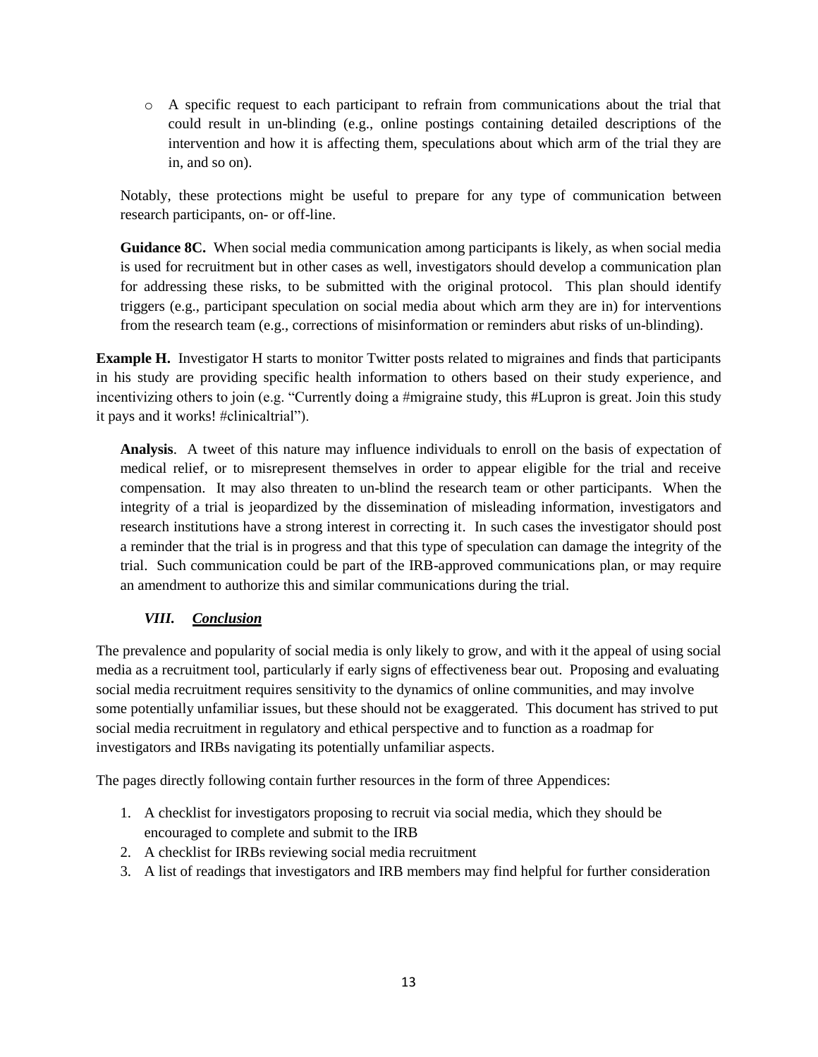- A specific request to each participant to refrain from communications about the trial that could result in un-blinding (e.g., online postings containing detailed descriptions of the intervention and how it is affecting them, speculations about which arm of the trial they are in, and so on).

Notably, these protections might be useful to prepare for any type of communication between research participants, on- or off-line.

**Guidance 8C.** When social media communication among participants is likely, as when social media is used for recruitment but in other cases as well, investigators should develop a communication plan for addressing these risks, to be submitted with the original protocol. This plan should identify triggers (e.g., participant speculation on social media about which arm they are in) for interventions from the research team (e.g., corrections of misinformation or reminders abut risks of un-blinding).

**Example H.** Investigator H starts to monitor Twitter posts related to migraines and finds that participants in his study are providing specific health information to others based on their study experience, and incentivizing others to join (e.g. "Currently doing a #migraine study, this #Lupron is great. Join this study it pays and it works! #clinicaltrial").

**Analysis**. A tweet of this nature may influence individuals to enroll on the basis of expectation of medical relief, or to misrepresent themselves in order to appear eligible for the trial and receive compensation. It may also threaten to un-blind the research team or other participants. When the integrity of a trial is jeopardized by the dissemination of misleading information, investigators and research institutions have a strong interest in correcting it. In such cases the investigator should post a reminder that the trial is in progress and that this type of speculation can damage the integrity of the trial. Such communication could be part of the IRB-approved communications plan, or may require an amendment to authorize this and similar communications during the trial.

## *VIII. Conclusion*

The prevalence and popularity of social media is only likely to grow, and with it the appeal of using social media as a recruitment tool, particularly if early signs of effectiveness bear out. Proposing and evaluating social media recruitment requires sensitivity to the dynamics of online communities, and may involve some potentially unfamiliar issues, but these should not be exaggerated. This document has strived to put social media recruitment in regulatory and ethical perspective and to function as a roadmap for investigators and IRBs navigating its potentially unfamiliar aspects.

The pages directly following contain further resources in the form of three Appendices:

1. A checklist for investigators proposing to recruit via social media, which they should be encouraged to complete and submit to the IRB
2. A checklist for IRBs reviewing social media recruitment
3. A list of readings that investigators and IRB members may find helpful for further consideration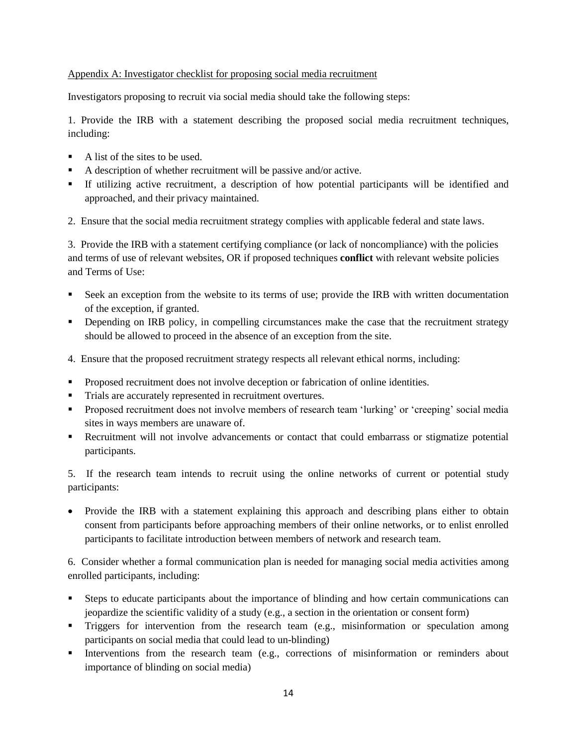Appendix A: Investigator checklist for proposing social media recruitment

Investigators proposing to recruit via social media should take the following steps:

1. Provide the IRB with a statement describing the proposed social media recruitment techniques, including:

- A list of the sites to be used.
- A description of whether recruitment will be passive and/or active.
- If utilizing active recruitment, a description of how potential participants will be identified and approached, and their privacy maintained.

2. Ensure that the social media recruitment strategy complies with applicable federal and state laws.

3. Provide the IRB with a statement certifying compliance (or lack of noncompliance) with the policies and terms of use of relevant websites, OR if proposed techniques **conflict** with relevant website policies and Terms of Use:

- Seek an exception from the website to its terms of use; provide the IRB with written documentation of the exception, if granted.
- Depending on IRB policy, in compelling circumstances make the case that the recruitment strategy should be allowed to proceed in the absence of an exception from the site.

4. Ensure that the proposed recruitment strategy respects all relevant ethical norms, including:

- Proposed recruitment does not involve deception or fabrication of online identities.
- Trials are accurately represented in recruitment overtures.
- Proposed recruitment does not involve members of research team 'lurking' or 'creeping' social media sites in ways members are unaware of.
- Recruitment will not involve advancements or contact that could embarrass or stigmatize potential participants.

5. If the research team intends to recruit using the online networks of current or potential study participants:

- Provide the IRB with a statement explaining this approach and describing plans either to obtain consent from participants before approaching members of their online networks, or to enlist enrolled participants to facilitate introduction between members of network and research team.

6. Consider whether a formal communication plan is needed for managing social media activities among enrolled participants, including:

- Steps to educate participants about the importance of blinding and how certain communications can jeopardize the scientific validity of a study (e.g., a section in the orientation or consent form)
- Triggers for intervention from the research team (e.g., misinformation or speculation among participants on social media that could lead to un-blinding)
- Interventions from the research team (e.g., corrections of misinformation or reminders about importance of blinding on social media)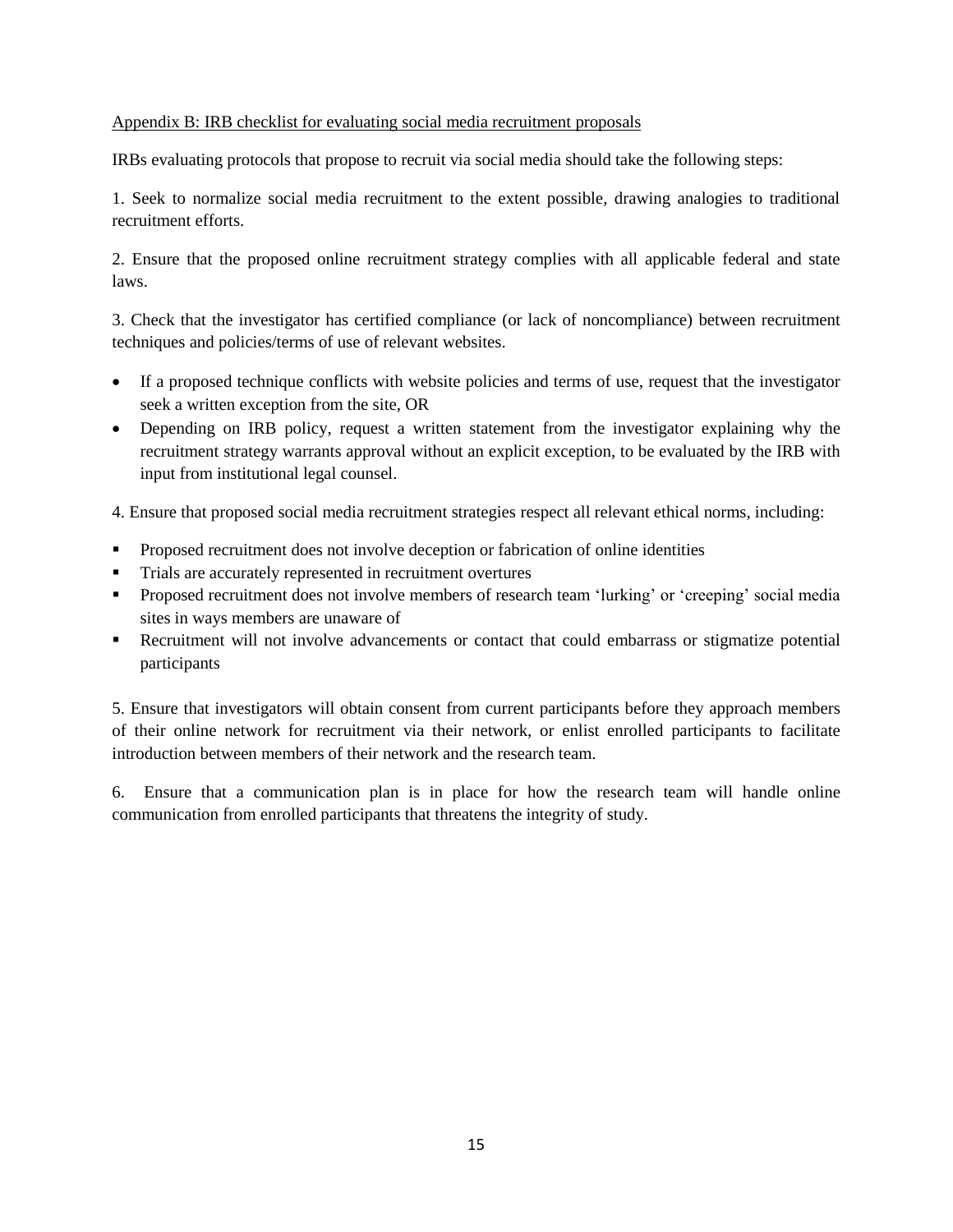## Appendix B: IRB checklist for evaluating social media recruitment proposals

IRBs evaluating protocols that propose to recruit via social media should take the following steps:

1. Seek to normalize social media recruitment to the extent possible, drawing analogies to traditional recruitment efforts.

2. Ensure that the proposed online recruitment strategy complies with all applicable federal and state laws.

3. Check that the investigator has certified compliance (or lack of noncompliance) between recruitment techniques and policies/terms of use of relevant websites.

- If a proposed technique conflicts with website policies and terms of use, request that the investigator seek a written exception from the site, OR
- Depending on IRB policy, request a written statement from the investigator explaining why the recruitment strategy warrants approval without an explicit exception, to be evaluated by the IRB with input from institutional legal counsel.

4. Ensure that proposed social media recruitment strategies respect all relevant ethical norms, including:

- Proposed recruitment does not involve deception or fabrication of online identities
- Trials are accurately represented in recruitment overtures
- Proposed recruitment does not involve members of research team 'lurking' or 'creeping' social media sites in ways members are unaware of
- Recruitment will not involve advancements or contact that could embarrass or stigmatize potential participants

5. Ensure that investigators will obtain consent from current participants before they approach members of their online network for recruitment via their network, or enlist enrolled participants to facilitate introduction between members of their network and the research team.

6. Ensure that a communication plan is in place for how the research team will handle online communication from enrolled participants that threatens the integrity of study.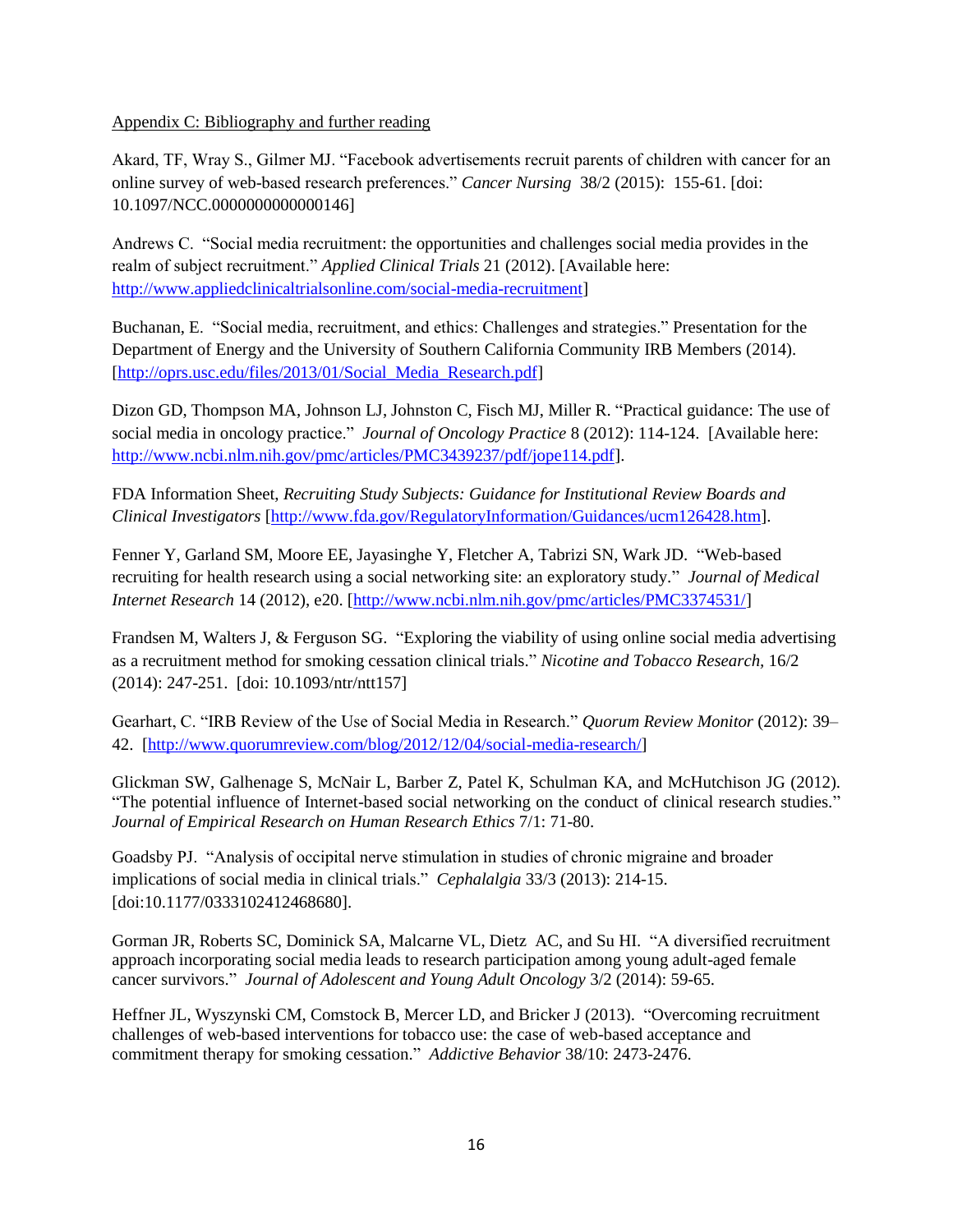Appendix C: Bibliography and further reading

Akard, TF, Wray S., Gilmer MJ. "Facebook advertisements recruit parents of children with cancer for an online survey of web-based research preferences." *Cancer Nursing* 38/2 (2015): 155-61. [doi: 10.1097/NCC.0000000000000146]

Andrews C. "Social media recruitment: the opportunities and challenges social media provides in the realm of subject recruitment." *Applied Clinical Trials* 21 (2012). [Available here: http://www.appliedclinicaltrialsonline.com/social-media-recruitment]

Buchanan, E. "Social media, recruitment, and ethics: Challenges and strategies." Presentation for the Department of Energy and the University of Southern California Community IRB Members (2014). [http://oprs.usc.edu/files/2013/01/Social_Media_Research.pdf]

Dizon GD, Thompson MA, Johnson LJ, Johnston C, Fisch MJ, Miller R. "Practical guidance: The use of social media in oncology practice." *Journal of Oncology Practice* 8 (2012): 114-124. [Available here: http://www.ncbi.nlm.nih.gov/pmc/articles/PMC3439237/pdf/jope114.pdf].

FDA Information Sheet, *Recruiting Study Subjects: Guidance for Institutional Review Boards and Clinical Investigators* [http://www.fda.gov/RegulatoryInformation/Guidances/ucm126428.htm].

Fenner Y, Garland SM, Moore EE, Jayasinghe Y, Fletcher A, Tabrizi SN, Wark JD. "Web-based recruiting for health research using a social networking site: an exploratory study." *Journal of Medical Internet Research* 14 (2012), e20. [http://www.ncbi.nlm.nih.gov/pmc/articles/PMC3374531/]

Frandsen M, Walters J, & Ferguson SG. "Exploring the viability of using online social media advertising as a recruitment method for smoking cessation clinical trials." *Nicotine and Tobacco Research*, 16/2 (2014): 247-251. [doi: 10.1093/ntr/ntt157]

Gearhart, C. "IRB Review of the Use of Social Media in Research." *Quorum Review Monitor* (2012): 39–42. [http://www.quorumreview.com/blog/2012/12/04/social-media-research/]

Glickman SW, Galhenage S, McNair L, Barber Z, Patel K, Schulman KA, and McHutchison JG (2012). "The potential influence of Internet-based social networking on the conduct of clinical research studies." *Journal of Empirical Research on Human Research Ethics* 7/1: 71-80.

Goadsby PJ. "Analysis of occipital nerve stimulation in studies of chronic migraine and broader implications of social media in clinical trials." *Cephalalgia* 33/3 (2013): 214-15. [doi:10.1177/0333102412468680].

Gorman JR, Roberts SC, Dominick SA, Malcarne VL, Dietz AC, and Su HI. "A diversified recruitment approach incorporating social media leads to research participation among young adult-aged female cancer survivors." *Journal of Adolescent and Young Adult Oncology* 3/2 (2014): 59-65.

Heffner JL, Wyszynski CM, Comstock B, Mercer LD, and Bricker J (2013). "Overcoming recruitment challenges of web-based interventions for tobacco use: the case of web-based acceptance and commitment therapy for smoking cessation." *Addictive Behavior* 38/10: 2473-2476.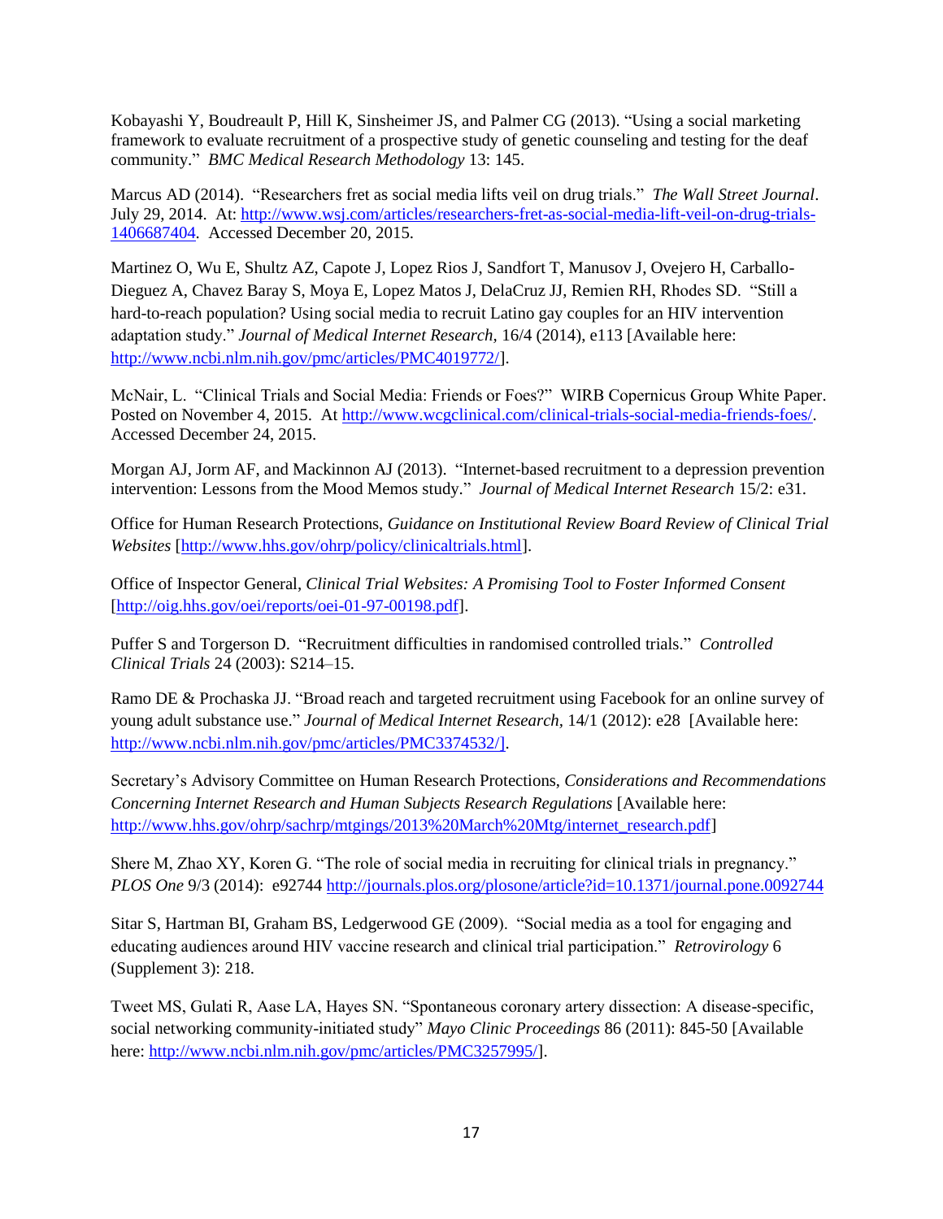Kobayashi Y, Boudreault P, Hill K, Sinsheimer JS, and Palmer CG (2013). "Using a social marketing framework to evaluate recruitment of a prospective study of genetic counseling and testing for the deaf community." *BMC Medical Research Methodology* 13: 145.

Marcus AD (2014). "Researchers fret as social media lifts veil on drug trials." *The Wall Street Journal*. July 29, 2014. At: http://www.wsj.com/articles/researchers-fret-as-social-media-lift-veil-on-drug-trials-1406687404. Accessed December 20, 2015.

Martinez O, Wu E, Shultz AZ, Capote J, Lopez Rios J, Sandfort T, Manusov J, Ovejero H, Carballo-Dieguez A, Chavez Baray S, Moya E, Lopez Matos J, DelaCruz JJ, Remien RH, Rhodes SD. "Still a hard-to-reach population? Using social media to recruit Latino gay couples for an HIV intervention adaptation study." *Journal of Medical Internet Research,* 16/4 (2014), e113 [Available here: http://www.ncbi.nlm.nih.gov/pmc/articles/PMC4019772/].

McNair, L. "Clinical Trials and Social Media: Friends or Foes?" WIRB Copernicus Group White Paper. Posted on November 4, 2015. At http://www.wcgclinical.com/clinical-trials-social-media-friends-foes/. Accessed December 24, 2015.

Morgan AJ, Jorm AF, and Mackinnon AJ (2013). "Internet-based recruitment to a depression prevention intervention: Lessons from the Mood Memos study." *Journal of Medical Internet Research* 15/2: e31.

Office for Human Research Protections, *Guidance on Institutional Review Board Review of Clinical Trial Websites* [http://www.hhs.gov/ohrp/policy/clinicaltrials.html].

Office of Inspector General, *Clinical Trial Websites: A Promising Tool to Foster Informed Consent* [http://oig.hhs.gov/oei/reports/oei-01-97-00198.pdf].

Puffer S and Torgerson D. "Recruitment difficulties in randomised controlled trials." *Controlled Clinical Trials* 24 (2003): S214–15.

Ramo DE & Prochaska JJ. "Broad reach and targeted recruitment using Facebook for an online survey of young adult substance use." *Journal of Medical Internet Research*, 14/1 (2012): e28 [Available here: http://www.ncbi.nlm.nih.gov/pmc/articles/PMC3374532/].

Secretary's Advisory Committee on Human Research Protections, *Considerations and Recommendations Concerning Internet Research and Human Subjects Research Regulations* [Available here: http://www.hhs.gov/ohrp/sachrp/mtgings/2013%20March%20Mtg/internet_research.pdf]

Shere M, Zhao XY, Koren G. "The role of social media in recruiting for clinical trials in pregnancy." *PLOS One* 9/3 (2014): e92744 http://journals.plos.org/plosone/article?id=10.1371/journal.pone.0092744

Sitar S, Hartman BI, Graham BS, Ledgerwood GE (2009). "Social media as a tool for engaging and educating audiences around HIV vaccine research and clinical trial participation." *Retrovirology* 6 (Supplement 3): 218.

Tweet MS, Gulati R, Aase LA, Hayes SN. "Spontaneous coronary artery dissection: A disease-specific, social networking community-initiated study" *Mayo Clinic Proceedings* 86 (2011): 845-50 [Available here: http://www.ncbi.nlm.nih.gov/pmc/articles/PMC3257995/].